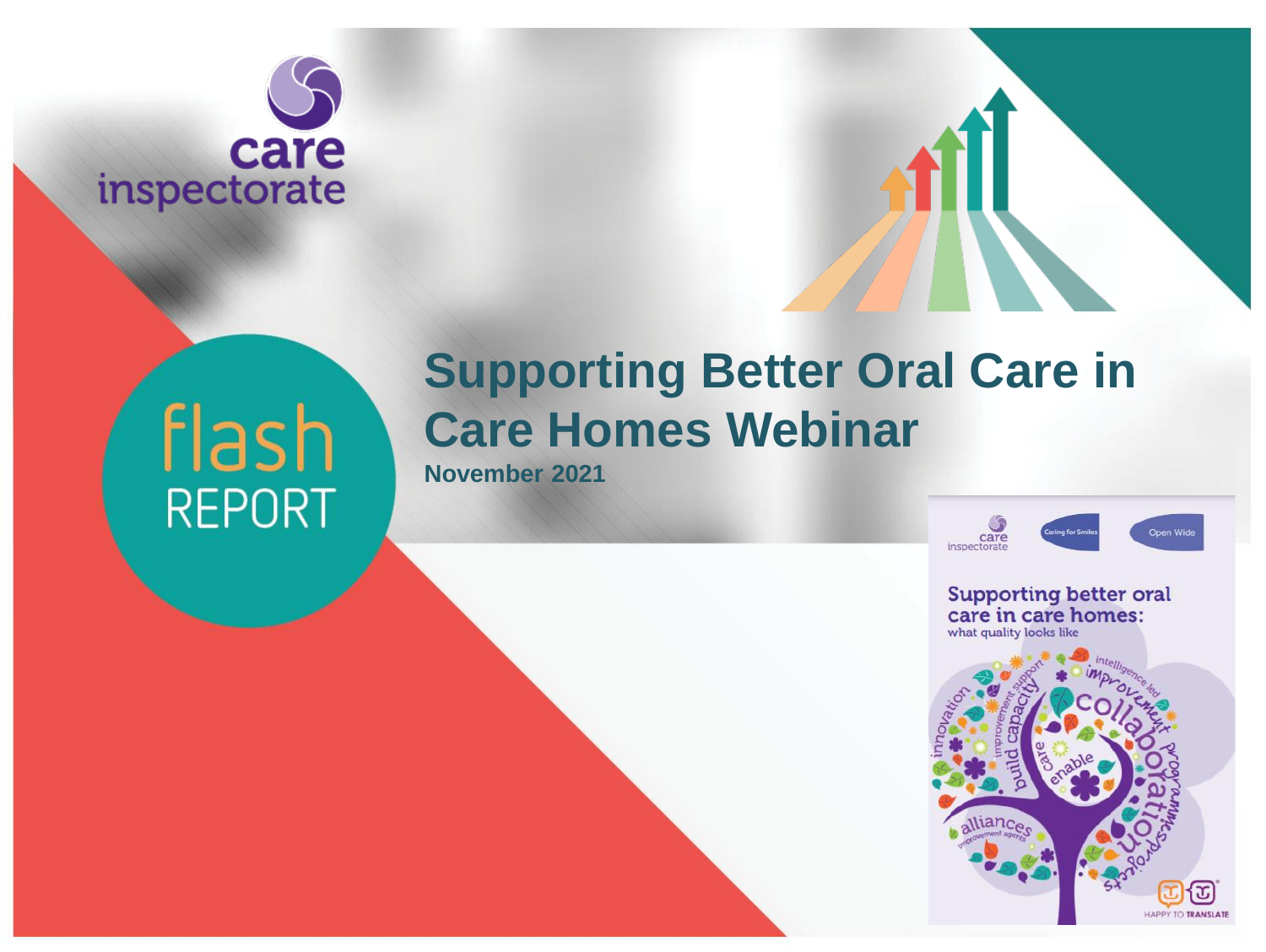care inspectorate

flash REPORT

# Supporting Better Oral Care in Care Homes Webinar

**November 2021**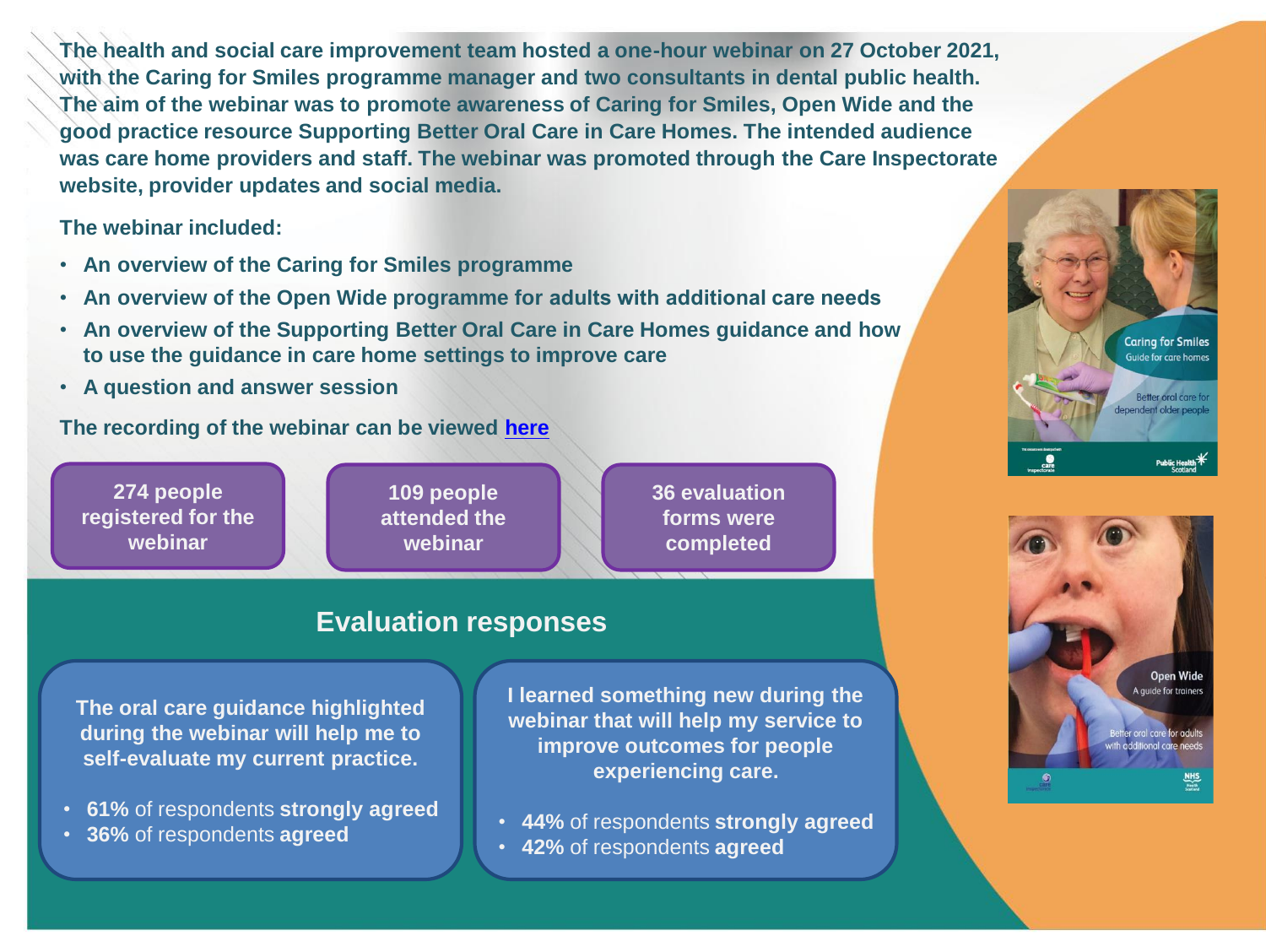**The health and social care improvement team hosted a one-hour webinar on 27 October 2021, with the Caring for Smiles programme manager and two consultants in dental public health. The aim of the webinar was to promote awareness of Caring for Smiles, Open Wide and the good practice resource Supporting Better Oral Care in Care Homes. The intended audience was care home providers and staff. The webinar was promoted through the Care Inspectorate website, provider updates and social media.**

**The webinar included:**

- **An overview of the Caring for Smiles programme**
- **An overview of the Open Wide programme for adults with additional care needs**
- **An overview of the Supporting Better Oral Care in Care Homes guidance and how to use the guidance in care home settings to improve care**
- **A question and answer session**

**The recording of the webinar can be viewed here**

**274 people registered for the webinar**

**109 people attended the webinar**

**36 evaluation forms were completed**

## Evaluation responses

**The oral care guidance highlighted during the webinar will help me to self-evaluate my current practice.**

- **61%** of respondents **strongly agreed**
- **36%** of respondents **agreed**

**I learned something new during the webinar that will help my service to improve outcomes for people experiencing care.**

- **44%** of respondents **strongly agreed**
- **42%** of respondents **agreed**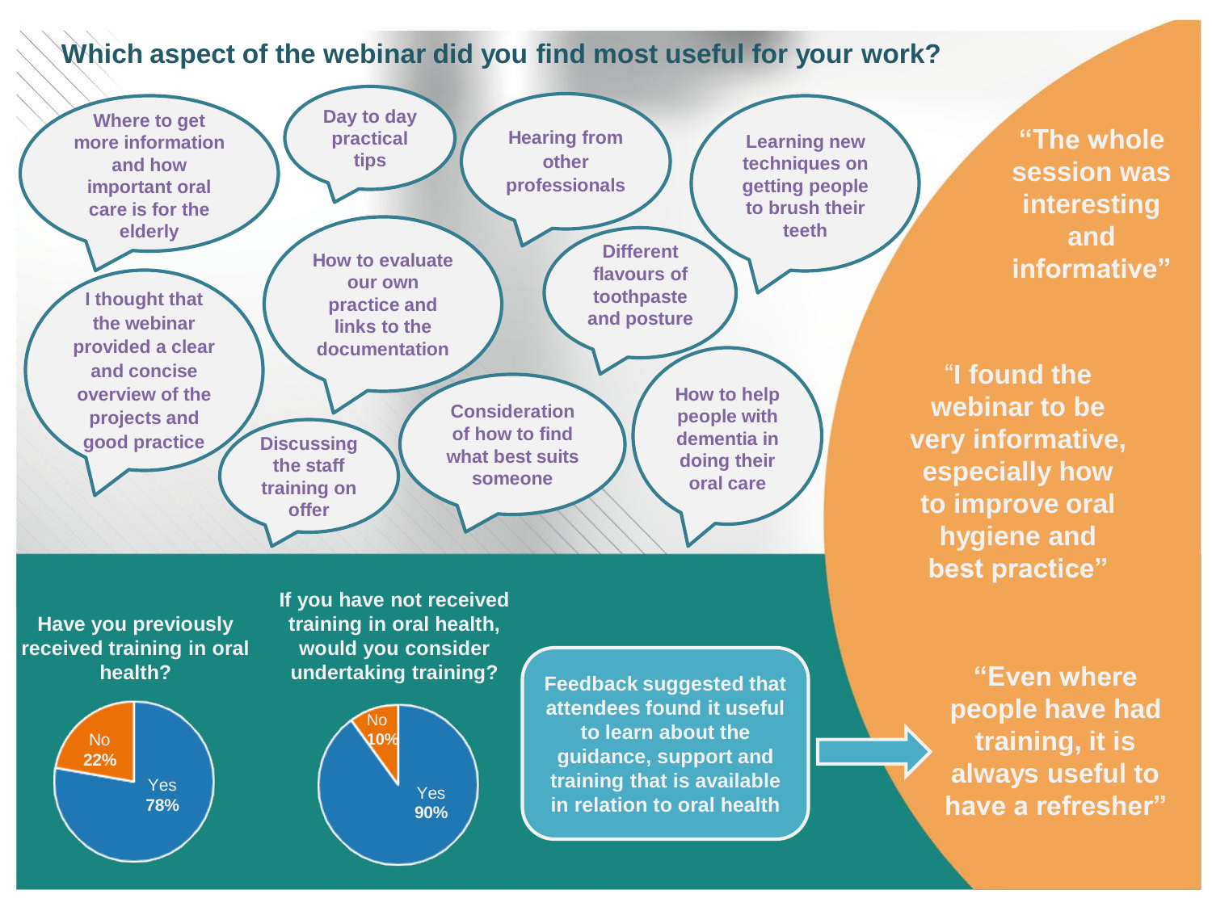## Which aspect of the webinar did you find most useful for your work?

- Where to get more information and how important oral care is for the elderly
- Day to day practical tips
- Hearing from other professionals
- Learning new techniques on getting people to brush their teeth
- I thought that the webinar provided a clear and concise overview of the projects and good practice
- How to evaluate our own practice and links to the documentation
- Different flavours of toothpaste and posture
- Discussing the staff training on offer
- Consideration of how to find what best suits someone
- How to help people with dementia in doing their oral care

**"The whole session was interesting and informative"**

**"I found the webinar to be very informative, especially how to improve oral hygiene and best practice"**

**"Even where people have had training, it is always useful to have a refresher"**

### Have you previously received training in oral health?

No **22%**

Yes **78%**

### If you have not received training in oral health, would you consider undertaking training?

No **10%**

Yes **90%**

**Feedback suggested that attendees found it useful to learn about the guidance, support and training that is available in relation to oral health**